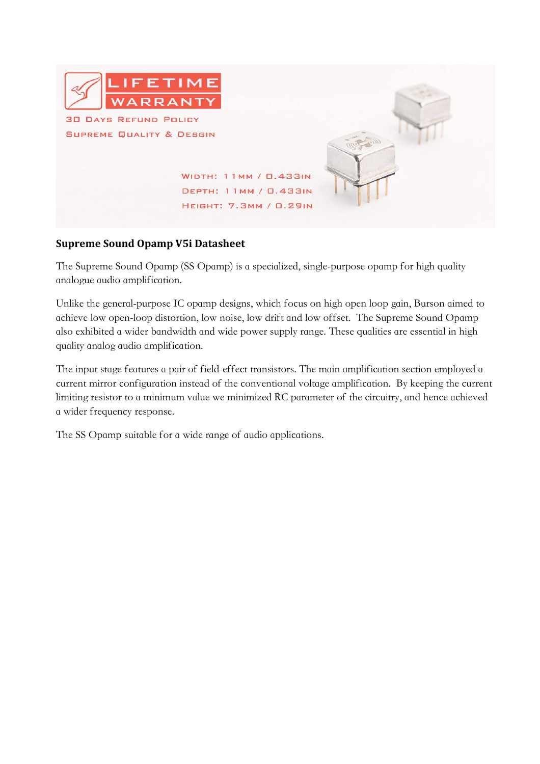LIFETIME WARRANTY

30 Days Refund Policy

Supreme Quality & Desgin

Width: 11mm / 0.433in

Depth: 11mm / 0.433in

Height: 7.3mm / 0.29in

**Supreme Sound Opamp V5i Datasheet**

The Supreme Sound Opamp (SS Opamp) is a specialized, single-purpose opamp for high quality analogue audio amplification.

Unlike the general-purpose IC opamp designs, which focus on high open loop gain, Burson aimed to achieve low open-loop distortion, low noise, low drift and low offset. The Supreme Sound Opamp also exhibited a wider bandwidth and wide power supply range. These qualities are essential in high quality analog audio amplification.

The input stage features a pair of field-effect transistors. The main amplification section employed a current mirror configuration instead of the conventional voltage amplification. By keeping the current limiting resistor to a minimum value we minimized RC parameter of the circuitry, and hence achieved a wider frequency response.

The SS Opamp suitable for a wide range of audio applications.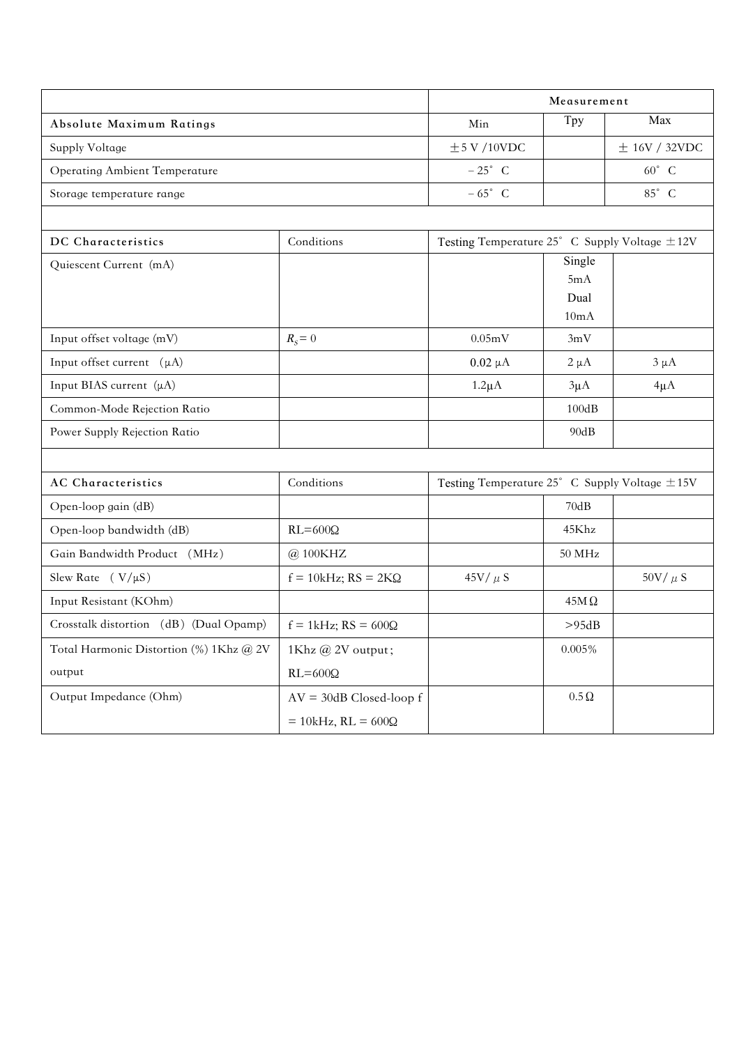| | | Measurement | | |
|---|---|---|---|---|
| **Absolute Maximum Ratings** | | Min | Tpy | Max |
| Supply Voltage | | ±5 V /10VDC | | ± 16V / 32VDC |
| Operating Ambient Temperature | | – 25° C | | 60° C |
| Storage temperature range | | – 65° C | | 85° C |
| | | | | |
| **DC Characteristics** | Conditions | Testing Temperature 25° C Supply Voltage ±12V | | |
| Quiescent Current (mA) | | | Single 5mA Dual 10mA | |
| Input offset voltage (mV) | $R_S = 0$ | 0.05mV | 3mV | |
| Input offset current (μA) | | 0.02 μA | 2 μA | 3 μA |
| Input BIAS current (μA) | | 1.2μA | 3μA | 4μA |
| Common-Mode Rejection Ratio | | | 100dB | |
| Power Supply Rejection Ratio | | | 90dB | |
| | | | | |
| **AC Characteristics** | Conditions | Testing Temperature 25° C Supply Voltage ±15V | | |
| Open-loop gain (dB) | | | 70dB | |
| Open-loop bandwidth (dB) | RL=600Ω | | 45Khz | |
| Gain Bandwidth Product (MHz) | @ 100KHZ | | 50 MHz | |
| Slew Rate (V/μS) | f = 10kHz; RS = 2KΩ | 45V/ μ S | | 50V/ μ S |
| Input Resistant (KOhm) | | | 45MΩ | |
| Crosstalk distortion (dB) (Dual Opamp) | f = 1kHz; RS = 600Ω | | >95dB | |
| Total Harmonic Distortion (%) 1Khz @ 2V output | 1Khz @ 2V output; RL=600Ω | | 0.005% | |
| Output Impedance (Ohm) | AV = 30dB Closed-loop f = 10kHz, RL = 600Ω | | 0.5Ω | |